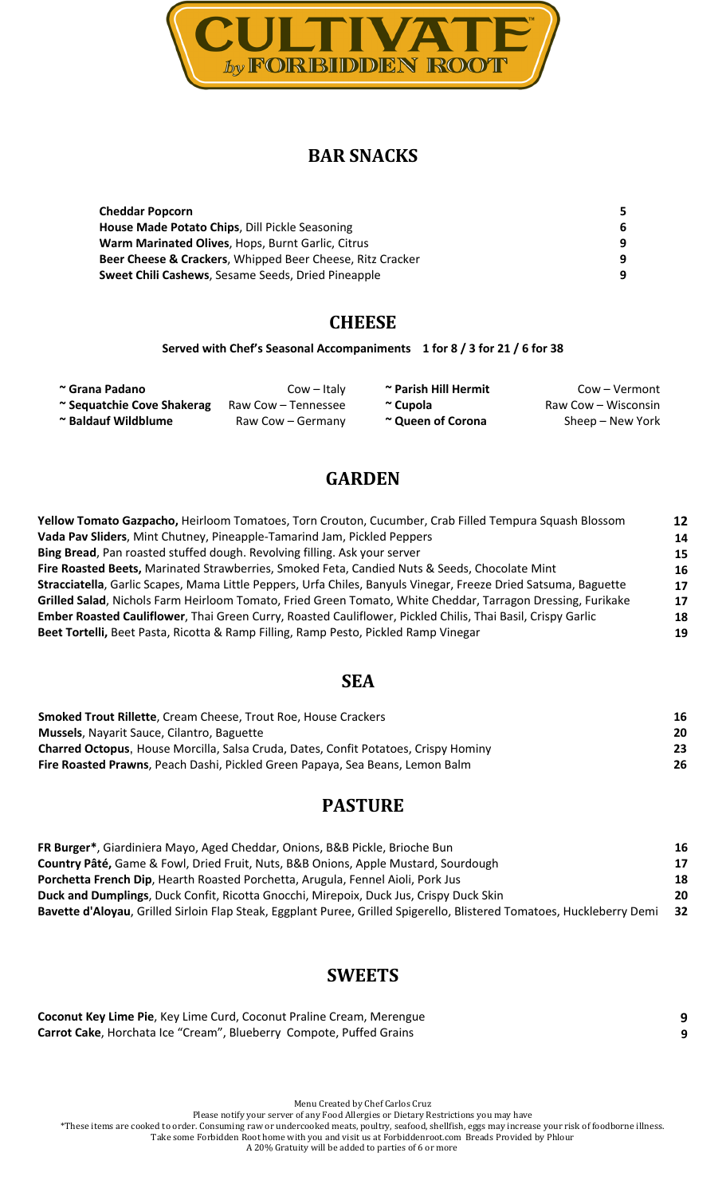# CULTIVATE by FORBIDDEN ROOT

## BAR SNACKS

| | |
|---|---|
| **Cheddar Popcorn** | 5 |
| **House Made Potato Chips**, Dill Pickle Seasoning | 6 |
| **Warm Marinated Olives**, Hops, Burnt Garlic, Citrus | 9 |
| **Beer Cheese & Crackers**, Whipped Beer Cheese, Ritz Cracker | 9 |
| **Sweet Chili Cashews**, Sesame Seeds, Dried Pineapple | 9 |

## CHEESE

**Served with Chef's Seasonal Accompaniments 1 for 8 / 3 for 21 / 6 for 38**

- **~ Grana Padano** — Cow – Italy
- **~ Sequatchie Cove Shakerag** — Raw Cow – Tennessee
- **~ Baldauf Wildblume** — Raw Cow – Germany
- **~ Parish Hill Hermit** — Cow – Vermont
- **~ Cupola** — Raw Cow – Wisconsin
- **~ Queen of Corona** — Sheep – New York

## GARDEN

| | |
|---|---|
| **Yellow Tomato Gazpacho,** Heirloom Tomatoes, Torn Crouton, Cucumber, Crab Filled Tempura Squash Blossom | 12 |
| **Vada Pav Sliders**, Mint Chutney, Pineapple-Tamarind Jam, Pickled Peppers | 14 |
| **Bing Bread**, Pan roasted stuffed dough. Revolving filling. Ask your server | 15 |
| **Fire Roasted Beets,** Marinated Strawberries, Smoked Feta, Candied Nuts & Seeds, Chocolate Mint | 16 |
| **Stracciatella**, Garlic Scapes, Mama Little Peppers, Urfa Chiles, Banyuls Vinegar, Freeze Dried Satsuma, Baguette | 17 |
| **Grilled Salad**, Nichols Farm Heirloom Tomato, Fried Green Tomato, White Cheddar, Tarragon Dressing, Furikake | 17 |
| **Ember Roasted Cauliflower**, Thai Green Curry, Roasted Cauliflower, Pickled Chilis, Thai Basil, Crispy Garlic | 18 |
| **Beet Tortelli,** Beet Pasta, Ricotta & Ramp Filling, Ramp Pesto, Pickled Ramp Vinegar | 19 |

## SEA

| | |
|---|---|
| **Smoked Trout Rillette**, Cream Cheese, Trout Roe, House Crackers | 16 |
| **Mussels**, Nayarit Sauce, Cilantro, Baguette | 20 |
| **Charred Octopus**, House Morcilla, Salsa Cruda, Dates, Confit Potatoes, Crispy Hominy | 23 |
| **Fire Roasted Prawns**, Peach Dashi, Pickled Green Papaya, Sea Beans, Lemon Balm | 26 |

## PASTURE

| | |
|---|---|
| **FR Burger***, Giardiniera Mayo, Aged Cheddar, Onions, B&B Pickle, Brioche Bun | 16 |
| **Country Pâté,** Game & Fowl, Dried Fruit, Nuts, B&B Onions, Apple Mustard, Sourdough | 17 |
| **Porchetta French Dip**, Hearth Roasted Porchetta, Arugula, Fennel Aioli, Pork Jus | 18 |
| **Duck and Dumplings**, Duck Confit, Ricotta Gnocchi, Mirepoix, Duck Jus, Crispy Duck Skin | 20 |
| **Bavette d'Aloyau**, Grilled Sirloin Flap Steak, Eggplant Puree, Grilled Spigerello, Blistered Tomatoes, Huckleberry Demi | 32 |

## SWEETS

| | |
|---|---|
| **Coconut Key Lime Pie**, Key Lime Curd, Coconut Praline Cream, Merengue | 9 |
| **Carrot Cake**, Horchata Ice "Cream", Blueberry Compote, Puffed Grains | 9 |

Menu Created by Chef Carlos Cruz
Please notify your server of any Food Allergies or Dietary Restrictions you may have
*These items are cooked to order. Consuming raw or undercooked meats, poultry, seafood, shellfish, eggs may increase your risk of foodborne illness.
Take some Forbidden Root home with you and visit us at Forbiddenroot.com Breads Provided by Phlour
A 20% Gratuity will be added to parties of 6 or more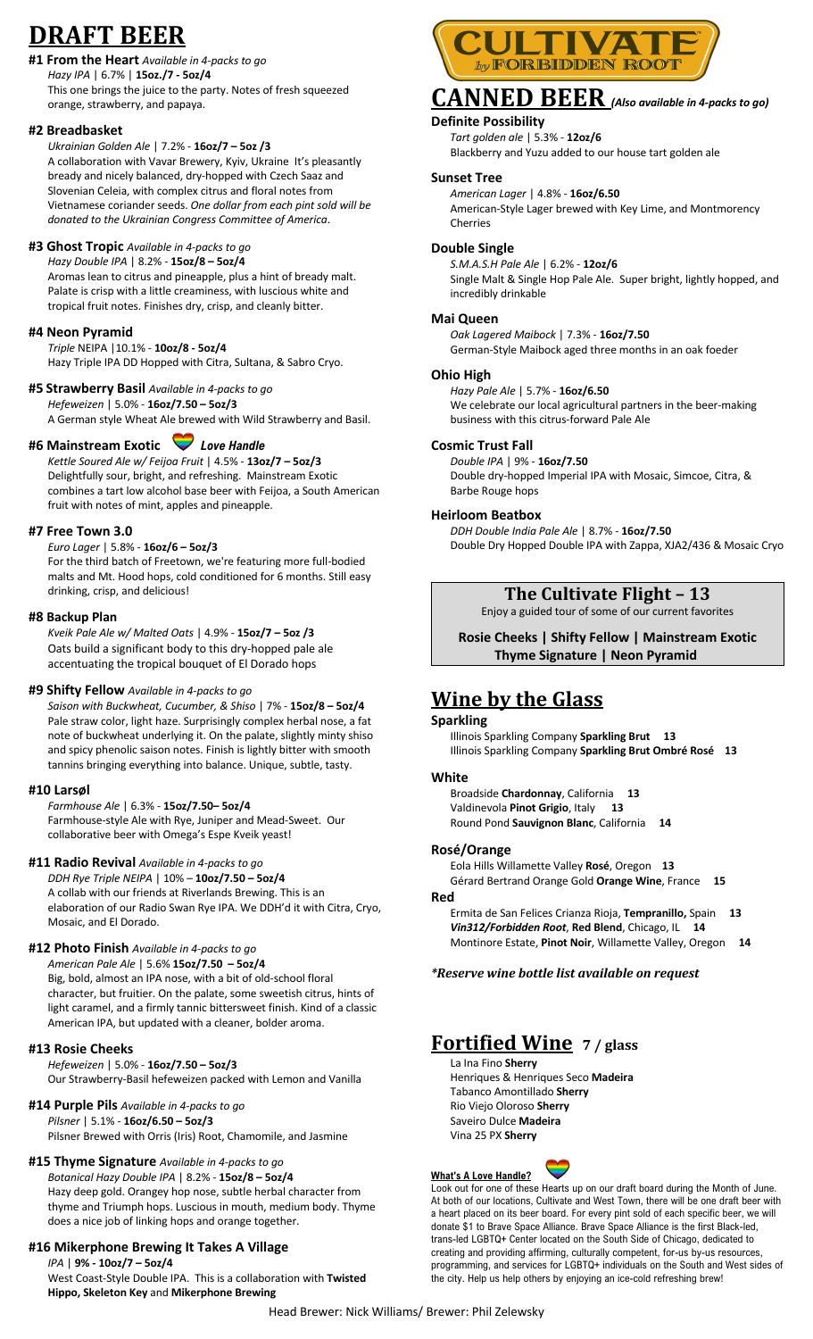# DRAFT BEER

### #1 From the Heart *Available in 4-packs to go*

*Hazy IPA* | 6.7% | **15oz./7 - 5oz/4**

This one brings the juice to the party. Notes of fresh squeezed orange, strawberry, and papaya.

### #2 Breadbasket

*Ukrainian Golden Ale* | 7.2% - **16oz/7 – 5oz /3**

A collaboration with Vavar Brewery, Kyiv, Ukraine It's pleasantly bready and nicely balanced, dry-hopped with Czech Saaz and Slovenian Celeia, with complex citrus and floral notes from Vietnamese coriander seeds. *One dollar from each pint sold will be donated to the Ukrainian Congress Committee of America*.

### #3 Ghost Tropic *Available in 4-packs to go*

*Hazy Double IPA* | 8.2% - **15oz/8 – 5oz/4**

Aromas lean to citrus and pineapple, plus a hint of bready malt. Palate is crisp with a little creaminess, with luscious white and tropical fruit notes. Finishes dry, crisp, and cleanly bitter.

### #4 Neon Pyramid

*Triple* NEIPA |10.1% - **10oz/8 - 5oz/4**

Hazy Triple IPA DD Hopped with Citra, Sultana, & Sabro Cryo.

### #5 Strawberry Basil *Available in 4-packs to go*

*Hefeweizen* | 5.0% - **16oz/7.50 – 5oz/3**

A German style Wheat Ale brewed with Wild Strawberry and Basil.

### #6 Mainstream Exotic *Love Handle*

*Kettle Soured Ale w/ Feijoa Fruit* | 4.5% - **13oz/7 – 5oz/3**

Delightfully sour, bright, and refreshing. Mainstream Exotic combines a tart low alcohol base beer with Feijoa, a South American fruit with notes of mint, apples and pineapple.

### #7 Free Town 3.0

*Euro Lager* | 5.8% - **16oz/6 – 5oz/3**

For the third batch of Freetown, we're featuring more full-bodied malts and Mt. Hood hops, cold conditioned for 6 months. Still easy drinking, crisp, and delicious!

### #8 Backup Plan

*Kveik Pale Ale w/ Malted Oats* | 4.9% - **15oz/7 – 5oz /3**

Oats build a significant body to this dry-hopped pale ale accentuating the tropical bouquet of El Dorado hops

### #9 Shifty Fellow *Available in 4-packs to go*

*Saison with Buckwheat, Cucumber, & Shiso* | 7% - **15oz/8 – 5oz/4**

Pale straw color, light haze. Surprisingly complex herbal nose, a fat note of buckwheat underlying it. On the palate, slightly minty shiso and spicy phenolic saison notes. Finish is lightly bitter with smooth tannins bringing everything into balance. Unique, subtle, tasty.

### #10 Larsøl

*Farmhouse Ale* | 6.3% - **15oz/7.50– 5oz/4**

Farmhouse-style Ale with Rye, Juniper and Mead-Sweet. Our collaborative beer with Omega's Espe Kveik yeast!

### #11 Radio Revival *Available in 4-packs to go*

*DDH Rye Triple NEIPA* | 10% – **10oz/7.50 – 5oz/4**

A collab with our friends at Riverlands Brewing. This is an elaboration of our Radio Swan Rye IPA. We DDH'd it with Citra, Cryo, Mosaic, and El Dorado.

### #12 Photo Finish *Available in 4-packs to go*

*American Pale Ale* | 5.6% **15oz/7.50 – 5oz/4**

Big, bold, almost an IPA nose, with a bit of old-school floral character, but fruitier. On the palate, some sweetish citrus, hints of light caramel, and a firmly tannic bittersweet finish. Kind of a classic American IPA, but updated with a cleaner, bolder aroma.

### #13 Rosie Cheeks

*Hefeweizen* | 5.0% - **16oz/7.50 – 5oz/3**

Our Strawberry-Basil hefeweizen packed with Lemon and Vanilla

### #14 Purple Pils *Available in 4-packs to go*

*Pilsner* | 5.1% - **16oz/6.50 – 5oz/3**

Pilsner Brewed with Orris (Iris) Root, Chamomile, and Jasmine

### #15 Thyme Signature *Available in 4-packs to go*

*Botanical Hazy Double IPA* | 8.2% - **15oz/8 – 5oz/4**

Hazy deep gold. Orangey hop nose, subtle herbal character from thyme and Triumph hops. Luscious in mouth, medium body. Thyme does a nice job of linking hops and orange together.

### #16 Mikerphone Brewing It Takes A Village

*IPA* | **9% - 10oz/7 – 5oz/4**

West Coast-Style Double IPA. This is a collaboration with **Twisted Hippo, Skeleton Key** and **Mikerphone Brewing**

CULTIVATE by FORBIDDEN ROOT

# CANNED BEER *(Also available in 4-packs to go)*

### Definite Possibility

*Tart golden ale* | 5.3% - **12oz/6**

Blackberry and Yuzu added to our house tart golden ale

### Sunset Tree

*American Lager* | 4.8% - **16oz/6.50**

American-Style Lager brewed with Key Lime, and Montmorency Cherries

### Double Single

*S.M.A.S.H Pale Ale* | 6.2% - **12oz/6**

Single Malt & Single Hop Pale Ale. Super bright, lightly hopped, and incredibly drinkable

### Mai Queen

*Oak Lagered Maibock* | 7.3% - **16oz/7.50**

German-Style Maibock aged three months in an oak foeder

### Ohio High

*Hazy Pale Ale* | 5.7% - **16oz/6.50**

We celebrate our local agricultural partners in the beer-making business with this citrus-forward Pale Ale

### Cosmic Trust Fall

*Double IPA* | 9% - **16oz/7.50**

Double dry-hopped Imperial IPA with Mosaic, Simcoe, Citra, & Barbe Rouge hops

### Heirloom Beatbox

*DDH Double India Pale Ale* | 8.7% - **16oz/7.50**

Double Dry Hopped Double IPA with Zappa, XJA2/436 & Mosaic Cryo

## The Cultivate Flight – 13

Enjoy a guided tour of some of our current favorites

**Rosie Cheeks | Shifty Fellow | Mainstream Exotic Thyme Signature | Neon Pyramid**

# Wine by the Glass

### Sparkling

Illinois Sparkling Company **Sparkling Brut 13**
Illinois Sparkling Company **Sparkling Brut Ombré Rosé 13**

### White

Broadside **Chardonnay**, California 13
Valdinevola **Pinot Grigio**, Italy 13
Round Pond **Sauvignon Blanc**, California 14

### Rosé/Orange

Eola Hills Willamette Valley **Rosé**, Oregon 13
Gérard Bertrand Orange Gold **Orange Wine**, France 15

### Red

Ermita de San Felices Crianza Rioja, **Tempranillo,** Spain 13
***Vin312/Forbidden Root*, Red Blend**, Chicago, IL 14
Montinore Estate, **Pinot Noir**, Willamette Valley, Oregon 14

***Reserve wine bottle list available on request***

# Fortified Wine 7 / glass

La Ina Fino **Sherry**
Henriques & Henriques Seco **Madeira**
Tabanco Amontillado **Sherry**
Rio Viejo Oloroso **Sherry**
Saveiro Dulce **Madeira**
Vina 25 PX **Sherry**

**What's A Love Handle?**

Look out for one of these Hearts up on our draft board during the Month of June. At both of our locations, Cultivate and West Town, there will be one draft beer with a heart placed on its beer board. For every pint sold of each specific beer, we will donate $1 to Brave Space Alliance. Brave Space Alliance is the first Black-led, trans-led LGBTQ+ Center located on the South Side of Chicago, dedicated to creating and providing affirming, culturally competent, for-us by-us resources, programming, and services for LGBTQ+ individuals on the South and West sides of the city. Help us help others by enjoying an ice-cold refreshing brew!

Head Brewer: Nick Williams/ Brewer: Phil Zelewsky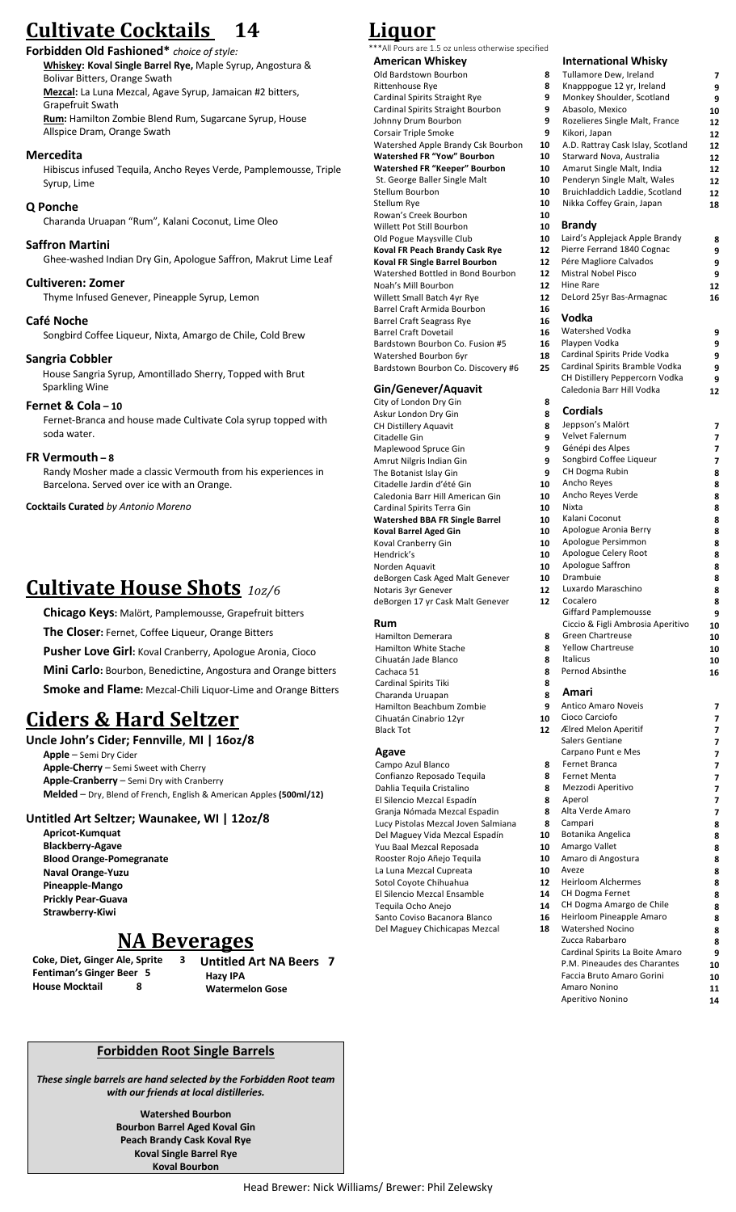# Cultivate Cocktails 14

### Forbidden Old Fashioned* *choice of style:*

**Whiskey: Koval Single Barrel Rye,** Maple Syrup, Angostura & Bolivar Bitters, Orange Swath

**Mezcal:** La Luna Mezcal, Agave Syrup, Jamaican #2 bitters, Grapefruit Swath

**Rum:** Hamilton Zombie Blend Rum, Sugarcane Syrup, House Allspice Dram, Orange Swath

### Mercedita

Hibiscus infused Tequila, Ancho Reyes Verde, Pamplemousse, Triple Syrup, Lime

### Q Ponche

Charanda Uruapan "Rum", Kalani Coconut, Lime Oleo

### Saffron Martini

Ghee-washed Indian Dry Gin, Apologue Saffron, Makrut Lime Leaf

### Cultiveren: Zomer

Thyme Infused Genever, Pineapple Syrup, Lemon

### Café Noche

Songbird Coffee Liqueur, Nixta, Amargo de Chile, Cold Brew

### Sangria Cobbler

House Sangria Syrup, Amontillado Sherry, Topped with Brut Sparkling Wine

### Fernet & Cola – 10

Fernet-Branca and house made Cultivate Cola syrup topped with soda water.

### FR Vermouth – 8

Randy Mosher made a classic Vermouth from his experiences in Barcelona. Served over ice with an Orange.

**Cocktails Curated** *by Antonio Moreno*

# Cultivate House Shots *1oz/6*

**Chicago Keys:** Malört, Pamplemousse, Grapefruit bitters

**The Closer:** Fernet, Coffee Liqueur, Orange Bitters

**Pusher Love Girl:** Koval Cranberry, Apologue Aronia, Cioco

**Mini Carlo:** Bourbon, Benedictine, Angostura and Orange bitters

**Smoke and Flame:** Mezcal-Chili Liquor-Lime and Orange Bitters

# Ciders & Hard Seltzer

### Uncle John's Cider; Fennville, MI | 16oz/8

**Apple** – Semi Dry Cider
**Apple-Cherry** – Semi Sweet with Cherry
**Apple-Cranberry** – Semi Dry with Cranberry
**Melded** – Dry, Blend of French, English & American Apples **(500ml/12)**

### Untitled Art Seltzer; Waunakee, WI | 12oz/8

**Apricot-Kumquat**
**Blackberry-Agave**
**Blood Orange-Pomegranate**
**Naval Orange-Yuzu**
**Pineapple-Mango**
**Prickly Pear-Guava**
**Strawberry-Kiwi**

# NA Beverages

**Coke, Diet, Ginger Ale, Sprite** 3
**Fentiman's Ginger Beer** 5
**House Mocktail** 8

**Untitled Art NA Beers** 7
**Hazy IPA**
**Watermelon Gose**

## Forbidden Root Single Barrels

***These single barrels are hand selected by the Forbidden Root team with our friends at local distilleries.***

**Watershed Bourbon**
**Bourbon Barrel Aged Koval Gin**
**Peach Brandy Cask Koval Rye**
**Koval Single Barrel Rye**
**Koval Bourbon**

# Liquor

***All Pours are 1.5 oz unless otherwise specified

### American Whiskey

| | |
|---|---|
| Old Bardstown Bourbon | 8 |
| Rittenhouse Rye | 8 |
| Cardinal Spirits Straight Rye | 9 |
| Cardinal Spirits Straight Bourbon | 9 |
| Johnny Drum Bourbon | 9 |
| Corsair Triple Smoke | 9 |
| Watershed Apple Brandy Csk Bourbon | 10 |
| **Watershed FR "Yow" Bourbon** | 10 |
| **Watershed FR "Keeper" Bourbon** | 10 |
| St. George Baller Single Malt | 10 |
| Stellum Bourbon | 10 |
| Stellum Rye | 10 |
| Rowan's Creek Bourbon | 10 |
| Willett Pot Still Bourbon | 10 |
| Old Pogue Maysville Club | 10 |
| **Koval FR Peach Brandy Cask Rye** | 12 |
| **Koval FR Single Barrel Bourbon** | 12 |
| Watershed Bottled in Bond Bourbon | 12 |
| Noah's Mill Bourbon | 12 |
| Willett Small Batch 4yr Rye | 12 |
| Barrel Craft Armida Bourbon | 16 |
| Barrel Craft Seagrass Rye | 16 |
| Barrel Craft Dovetail | 16 |
| Bardstown Bourbon Co. Fusion #5 | 16 |
| Watershed Bourbon 6yr | 18 |
| Bardstown Bourbon Co. Discovery #6 | 25 |

### Gin/Genever/Aquavit

| | |
|---|---|
| City of London Dry Gin | 8 |
| Askur London Dry Gin | 8 |
| CH Distillery Aquavit | 8 |
| Citadelle Gin | 9 |
| Maplewood Spruce Gin | 9 |
| Amrut Nilgris Indian Gin | 9 |
| The Botanist Islay Gin | 9 |
| Citadelle Jardin d'été Gin | 10 |
| Caledonia Barr Hill American Gin | 10 |
| Cardinal Spirits Terra Gin | 10 |
| **Watershed BBA FR Single Barrel** | 10 |
| **Koval Barrel Aged Gin** | 10 |
| Koval Cranberry Gin | 10 |
| Hendrick's | 10 |
| Norden Aquavit | 10 |
| deBorgen Cask Aged Malt Genever | 10 |
| Notaris 3yr Genever | 12 |
| deBorgen 17 yr Cask Malt Genever | 12 |

### Rum

| | |
|---|---|
| Hamilton Demerara | 8 |
| Hamilton White Stache | 8 |
| Cihuatán Jade Blanco | 8 |
| Cachaca 51 | 8 |
| Cardinal Spirits Tiki | 8 |
| Charanda Uruapan | 8 |
| Hamilton Beachbum Zombie | 9 |
| Cihuatán Cinabrio 12yr | 10 |
| Black Tot | 12 |

### Agave

| | |
|---|---|
| Campo Azul Blanco | 8 |
| Confianzo Reposado Tequila | 8 |
| Dahlia Tequila Cristalino | 8 |
| El Silencio Mezcal Espadín | 8 |
| Granja Nómada Mezcal Espadin | 8 |
| Lucy Pistolas Mezcal Joven Salmiana | 8 |
| Del Maguey Vida Mezcal Espadín | 10 |
| Yuu Baal Mezcal Reposada | 10 |
| Rooster Rojo Añejo Tequila | 10 |
| La Luna Mezcal Cupreata | 10 |
| Sotol Coyote Chihuahua | 12 |
| El Silencio Mezcal Ensamble | 14 |
| Tequila Ocho Anejo | 14 |
| Santo Coviso Bacanora Blanco | 16 |
| Del Maguey Chichicapas Mezcal | 18 |

### International Whisky

| | |
|---|---|
| Tullamore Dew, Ireland | 7 |
| Knappogue 12 yr, Ireland | 9 |
| Monkey Shoulder, Scotland | 9 |
| Abasolo, Mexico | 10 |
| Rozelieres Single Malt, France | 12 |
| Kikori, Japan | 12 |
| A.D. Rattray Cask Islay, Scotland | 12 |
| Starward Nova, Australia | 12 |
| Amarut Single Malt, India | 12 |
| Penderyn Single Malt, Wales | 12 |
| Bruichladdich Laddie, Scotland | 12 |
| Nikka Coffey Grain, Japan | 18 |

### Brandy

| | |
|---|---|
| Laird's Applejack Apple Brandy | 8 |
| Pierre Ferrand 1840 Cognac | 9 |
| Pére Magliore Calvados | 9 |
| Mistral Nobel Pisco | 9 |
| Hine Rare | 12 |
| DeLord 25yr Bas-Armagnac | 16 |

### Vodka

| | |
|---|---|
| Watershed Vodka | 9 |
| Playpen Vodka | 9 |
| Cardinal Spirits Pride Vodka | 9 |
| Cardinal Spirits Bramble Vodka | 9 |
| CH Distillery Peppercorn Vodka | 9 |
| Caledonia Barr Hill Vodka | 12 |

### Cordials

| | |
|---|---|
| Jeppson's Malört | 7 |
| Velvet Falernum | 7 |
| Génépi des Alpes | 7 |
| Songbird Coffee Liqueur | 7 |
| CH Dogma Rubin | 8 |
| Ancho Reyes | 8 |
| Ancho Reyes Verde | 8 |
| Nixta | 8 |
| Kalani Coconut | 8 |
| Apologue Aronia Berry | 8 |
| Apologue Persimmon | 8 |
| Apologue Celery Root | 8 |
| Apologue Saffron | 8 |
| Drambuie | 8 |
| Luxardo Maraschino | 8 |
| Cocalero | 8 |
| Giffard Pamplemousse | 9 |
| Ciccio & Figli Ambrosia Aperitivo | 10 |
| Green Chartreuse | 10 |
| Yellow Chartreuse | 10 |
| Italicus | 10 |
| Pernod Absinthe | 16 |

### Amari

| | |
|---|---|
| Antico Amaro Noveis | 7 |
| Cioco Carciofo | 7 |
| Ælred Melon Aperitif | 7 |
| Salers Gentiane | 7 |
| Carpano Punt e Mes | 7 |
| Fernet Branca | 7 |
| Fernet Menta | 7 |
| Mezzodi Aperitivo | 7 |
| Aperol | 7 |
| Alta Verde Amaro | 7 |
| Campari | 8 |
| Botanika Angelica | 8 |
| Amargo Vallet | 8 |
| Amaro di Angostura | 8 |
| Aveze | 8 |
| Heirloom Alchermes | 8 |
| CH Dogma Fernet | 8 |
| CH Dogma Amargo de Chile | 8 |
| Heirloom Pineapple Amaro | 8 |
| Watershed Nocino | 8 |
| Zucca Rabarbaro | 8 |
| Cardinal Spirits La Boite Amaro | 9 |
| P.M. Pineaudes des Charantes | 10 |
| Faccia Bruto Amaro Gorini | 10 |
| Amaro Nonino | 11 |
| Aperitivo Nonino | 14 |

Head Brewer: Nick Williams/ Brewer: Phil Zelewsky